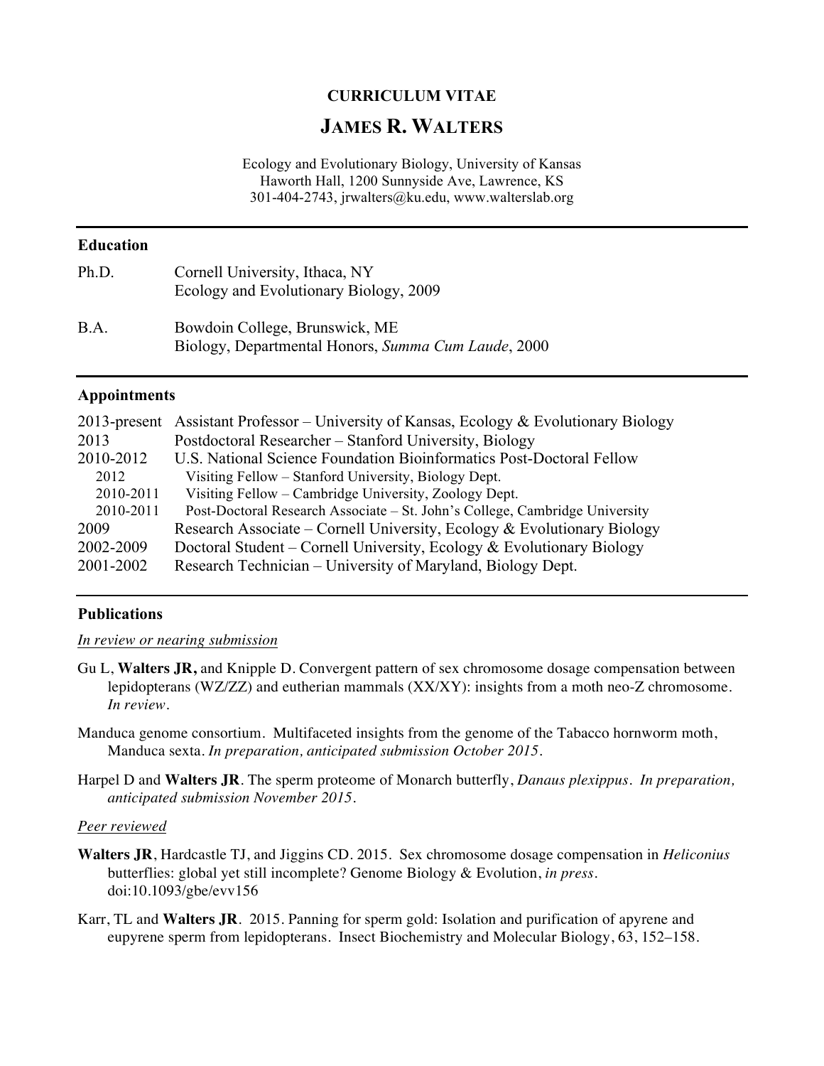# CURRICULUM VITAE

# JAMES R. WALTERS

Ecology and Evolutionary Biology, University of Kansas
Haworth Hall, 1200 Sunnyside Ave, Lawrence, KS
301-404-2743, jrwalters@ku.edu, www.walterslab.org

## Education

Ph.D. Cornell University, Ithaca, NY
Ecology and Evolutionary Biology, 2009

B.A. Bowdoin College, Brunswick, ME
Biology, Departmental Honors, *Summa Cum Laude*, 2000

## Appointments

2013-present Assistant Professor – University of Kansas, Ecology & Evolutionary Biology
2013 Postdoctoral Researcher – Stanford University, Biology
2010-2012 U.S. National Science Foundation Bioinformatics Post-Doctoral Fellow
- 2012 Visiting Fellow – Stanford University, Biology Dept.
- 2010-2011 Visiting Fellow – Cambridge University, Zoology Dept.
- 2010-2011 Post-Doctoral Research Associate – St. John's College, Cambridge University

2009 Research Associate – Cornell University, Ecology & Evolutionary Biology
2002-2009 Doctoral Student – Cornell University, Ecology & Evolutionary Biology
2001-2002 Research Technician – University of Maryland, Biology Dept.

## Publications

*In review or nearing submission*

Gu L, **Walters JR,** and Knipple D. Convergent pattern of sex chromosome dosage compensation between lepidopterans (WZ/ZZ) and eutherian mammals (XX/XY): insights from a moth neo-Z chromosome. *In review.*

Manduca genome consortium. Multifaceted insights from the genome of the Tabacco hornworm moth, Manduca sexta. *In preparation, anticipated submission October 2015.*

Harpel D and **Walters JR**. The sperm proteome of Monarch butterfly, *Danaus plexippus*. *In preparation, anticipated submission November 2015.*

*Peer reviewed*

**Walters JR**, Hardcastle TJ, and Jiggins CD. 2015. Sex chromosome dosage compensation in *Heliconius* butterflies: global yet still incomplete? Genome Biology & Evolution, *in press.* doi:10.1093/gbe/evv156

Karr, TL and **Walters JR**. 2015. Panning for sperm gold: Isolation and purification of apyrene and eupyrene sperm from lepidopterans. Insect Biochemistry and Molecular Biology, 63, 152–158.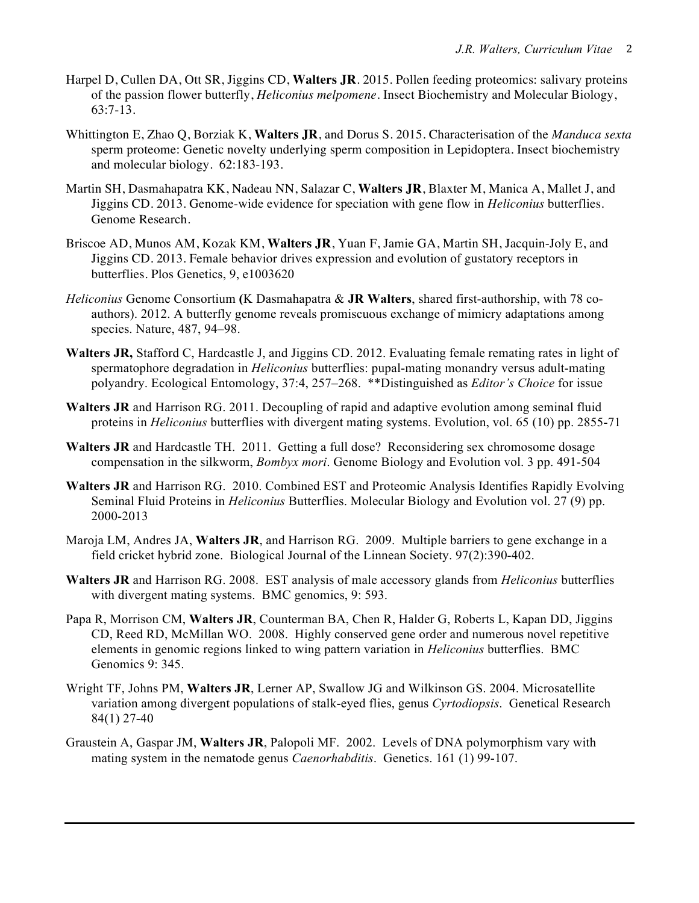Harpel D, Cullen DA, Ott SR, Jiggins CD, **Walters JR**. 2015. Pollen feeding proteomics: salivary proteins of the passion flower butterfly, *Heliconius melpomene*. Insect Biochemistry and Molecular Biology, 63:7-13.

Whittington E, Zhao Q, Borziak K, **Walters JR**, and Dorus S. 2015. Characterisation of the *Manduca sexta* sperm proteome: Genetic novelty underlying sperm composition in Lepidoptera. Insect biochemistry and molecular biology. 62:183-193.

Martin SH, Dasmahapatra KK, Nadeau NN, Salazar C, **Walters JR**, Blaxter M, Manica A, Mallet J, and Jiggins CD. 2013. Genome-wide evidence for speciation with gene flow in *Heliconius* butterflies. Genome Research.

Briscoe AD, Munos AM, Kozak KM, **Walters JR**, Yuan F, Jamie GA, Martin SH, Jacquin-Joly E, and Jiggins CD. 2013. Female behavior drives expression and evolution of gustatory receptors in butterflies. Plos Genetics, 9, e1003620

*Heliconius* Genome Consortium **(**K Dasmahapatra & **JR Walters**, shared first-authorship, with 78 co-authors). 2012. A butterfly genome reveals promiscuous exchange of mimicry adaptations among species. Nature, 487, 94–98.

**Walters JR,** Stafford C, Hardcastle J, and Jiggins CD. 2012. Evaluating female remating rates in light of spermatophore degradation in *Heliconius* butterflies: pupal-mating monandry versus adult-mating polyandry. Ecological Entomology, 37:4, 257–268. **Distinguished as *Editor's Choice* for issue

**Walters JR** and Harrison RG. 2011. Decoupling of rapid and adaptive evolution among seminal fluid proteins in *Heliconius* butterflies with divergent mating systems. Evolution, vol. 65 (10) pp. 2855-71

**Walters JR** and Hardcastle TH. 2011. Getting a full dose? Reconsidering sex chromosome dosage compensation in the silkworm, *Bombyx mori*. Genome Biology and Evolution vol. 3 pp. 491-504

**Walters JR** and Harrison RG. 2010. Combined EST and Proteomic Analysis Identifies Rapidly Evolving Seminal Fluid Proteins in *Heliconius* Butterflies. Molecular Biology and Evolution vol. 27 (9) pp. 2000-2013

Maroja LM, Andres JA, **Walters JR**, and Harrison RG. 2009. Multiple barriers to gene exchange in a field cricket hybrid zone. Biological Journal of the Linnean Society. 97(2):390-402.

**Walters JR** and Harrison RG. 2008. EST analysis of male accessory glands from *Heliconius* butterflies with divergent mating systems. BMC genomics, 9: 593.

Papa R, Morrison CM, **Walters JR**, Counterman BA, Chen R, Halder G, Roberts L, Kapan DD, Jiggins CD, Reed RD, McMillan WO. 2008. Highly conserved gene order and numerous novel repetitive elements in genomic regions linked to wing pattern variation in *Heliconius* butterflies. BMC Genomics 9: 345.

Wright TF, Johns PM, **Walters JR**, Lerner AP, Swallow JG and Wilkinson GS. 2004. Microsatellite variation among divergent populations of stalk-eyed flies, genus *Cyrtodiopsis*. Genetical Research 84(1) 27-40

Graustein A, Gaspar JM, **Walters JR**, Palopoli MF. 2002. Levels of DNA polymorphism vary with mating system in the nematode genus *Caenorhabditis*. Genetics. 161 (1) 99-107.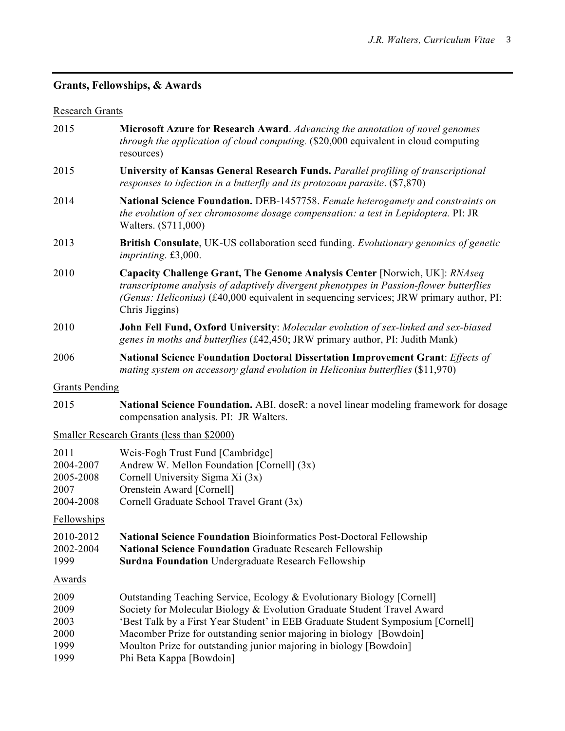## Grants, Fellowships, & Awards

Research Grants

2015 **Microsoft Azure for Research Award**. *Advancing the annotation of novel genomes through the application of cloud computing.* ($20,000 equivalent in cloud computing resources)

2015 **University of Kansas General Research Funds.** *Parallel profiling of transcriptional responses to infection in a butterfly and its protozoan parasite*. ($7,870)

2014 **National Science Foundation.** DEB-1457758. *Female heterogamety and constraints on the evolution of sex chromosome dosage compensation: a test in Lepidoptera.* PI: JR Walters. ($711,000)

2013 **British Consulate**, UK-US collaboration seed funding. *Evolutionary genomics of genetic imprinting*. £3,000.

2010 **Capacity Challenge Grant, The Genome Analysis Center** [Norwich, UK]: *RNAseq transcriptome analysis of adaptively divergent phenotypes in Passion-flower butterflies (Genus: Heliconius)* (£40,000 equivalent in sequencing services; JRW primary author, PI: Chris Jiggins)

2010 **John Fell Fund, Oxford University**: *Molecular evolution of sex-linked and sex-biased genes in moths and butterflies* (£42,450; JRW primary author, PI: Judith Mank)

2006 **National Science Foundation Doctoral Dissertation Improvement Grant**: *Effects of mating system on accessory gland evolution in Heliconius butterflies* ($11,970)

Grants Pending

2015 **National Science Foundation.** ABI. doseR: a novel linear modeling framework for dosage compensation analysis. PI: JR Walters.

Smaller Research Grants (less than $2000)

2011 Weis-Fogh Trust Fund [Cambridge]
2004-2007 Andrew W. Mellon Foundation [Cornell] (3x)
2005-2008 Cornell University Sigma Xi (3x)
2007 Orenstein Award [Cornell]
2004-2008 Cornell Graduate School Travel Grant (3x)

Fellowships

2010-2012 **National Science Foundation** Bioinformatics Post-Doctoral Fellowship
2002-2004 **National Science Foundation** Graduate Research Fellowship
1999 **Surdna Foundation** Undergraduate Research Fellowship

Awards

2009 Outstanding Teaching Service, Ecology & Evolutionary Biology [Cornell]
2009 Society for Molecular Biology & Evolution Graduate Student Travel Award
2003 'Best Talk by a First Year Student' in EEB Graduate Student Symposium [Cornell]
2000 Macomber Prize for outstanding senior majoring in biology [Bowdoin]
1999 Moulton Prize for outstanding junior majoring in biology [Bowdoin]
1999 Phi Beta Kappa [Bowdoin]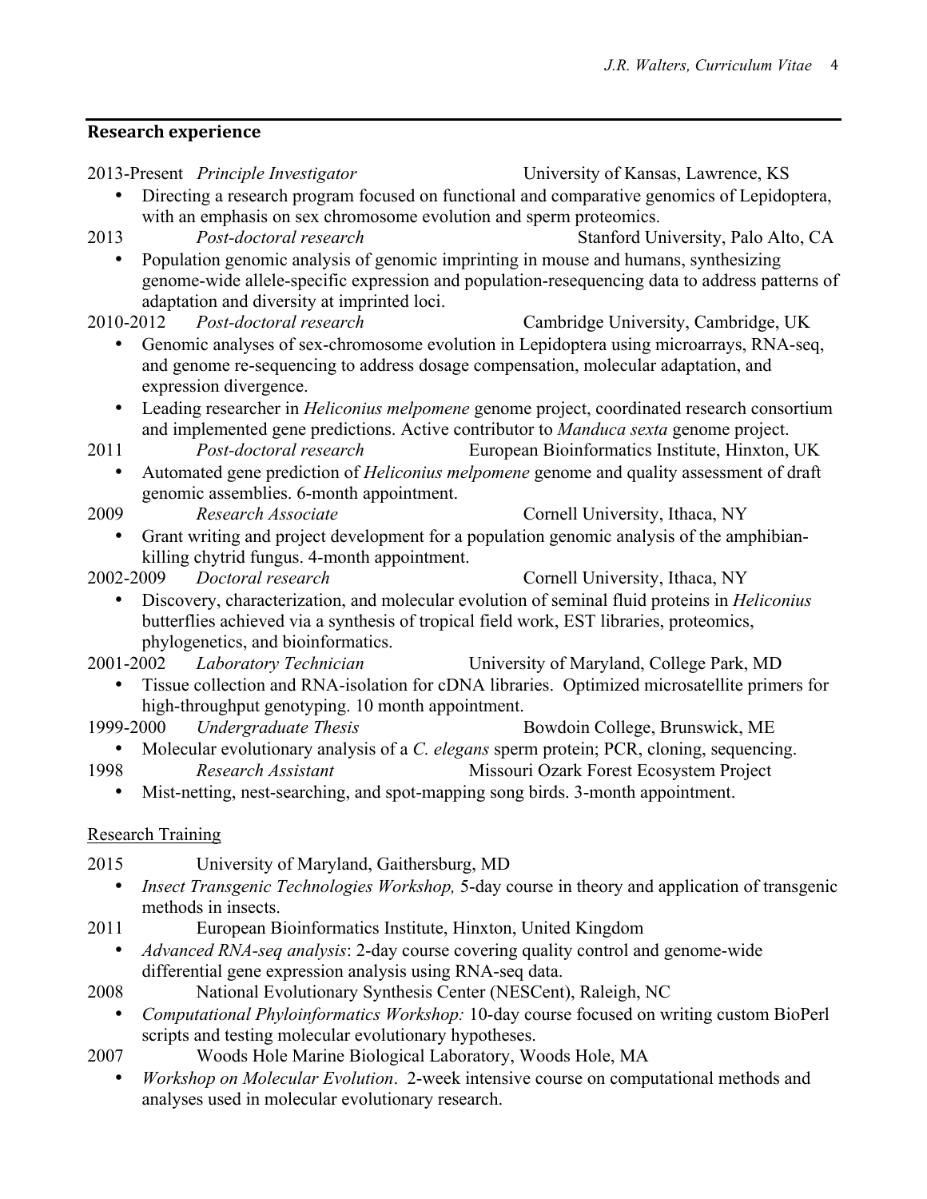## Research experience

2013-Present *Principle Investigator* University of Kansas, Lawrence, KS

- Directing a research program focused on functional and comparative genomics of Lepidoptera, with an emphasis on sex chromosome evolution and sperm proteomics.

2013 *Post-doctoral research* Stanford University, Palo Alto, CA

- Population genomic analysis of genomic imprinting in mouse and humans, synthesizing genome-wide allele-specific expression and population-resequencing data to address patterns of adaptation and diversity at imprinted loci.

2010-2012 *Post-doctoral research* Cambridge University, Cambridge, UK

- Genomic analyses of sex-chromosome evolution in Lepidoptera using microarrays, RNA-seq, and genome re-sequencing to address dosage compensation, molecular adaptation, and expression divergence.
- Leading researcher in *Heliconius melpomene* genome project, coordinated research consortium and implemented gene predictions. Active contributor to *Manduca sexta* genome project.

2011 *Post-doctoral research* European Bioinformatics Institute, Hinxton, UK

- Automated gene prediction of *Heliconius melpomene* genome and quality assessment of draft genomic assemblies. 6-month appointment.

2009 *Research Associate* Cornell University, Ithaca, NY

- Grant writing and project development for a population genomic analysis of the amphibian-killing chytrid fungus. 4-month appointment.

2002-2009 *Doctoral research* Cornell University, Ithaca, NY

- Discovery, characterization, and molecular evolution of seminal fluid proteins in *Heliconius* butterflies achieved via a synthesis of tropical field work, EST libraries, proteomics, phylogenetics, and bioinformatics.

2001-2002 *Laboratory Technician* University of Maryland, College Park, MD

- Tissue collection and RNA-isolation for cDNA libraries. Optimized microsatellite primers for high-throughput genotyping. 10 month appointment.

1999-2000 *Undergraduate Thesis* Bowdoin College, Brunswick, ME

- Molecular evolutionary analysis of a *C. elegans* sperm protein; PCR, cloning, sequencing.

1998 *Research Assistant* Missouri Ozark Forest Ecosystem Project

- Mist-netting, nest-searching, and spot-mapping song birds. 3-month appointment.

### Research Training

2015 University of Maryland, Gaithersburg, MD

- *Insect Transgenic Technologies Workshop,* 5-day course in theory and application of transgenic methods in insects.

2011 European Bioinformatics Institute, Hinxton, United Kingdom

- *Advanced RNA-seq analysis*: 2-day course covering quality control and genome-wide differential gene expression analysis using RNA-seq data.

2008 National Evolutionary Synthesis Center (NESCent), Raleigh, NC

- *Computational Phyloinformatics Workshop:* 10-day course focused on writing custom BioPerl scripts and testing molecular evolutionary hypotheses.

2007 Woods Hole Marine Biological Laboratory, Woods Hole, MA

- *Workshop on Molecular Evolution*. 2-week intensive course on computational methods and analyses used in molecular evolutionary research.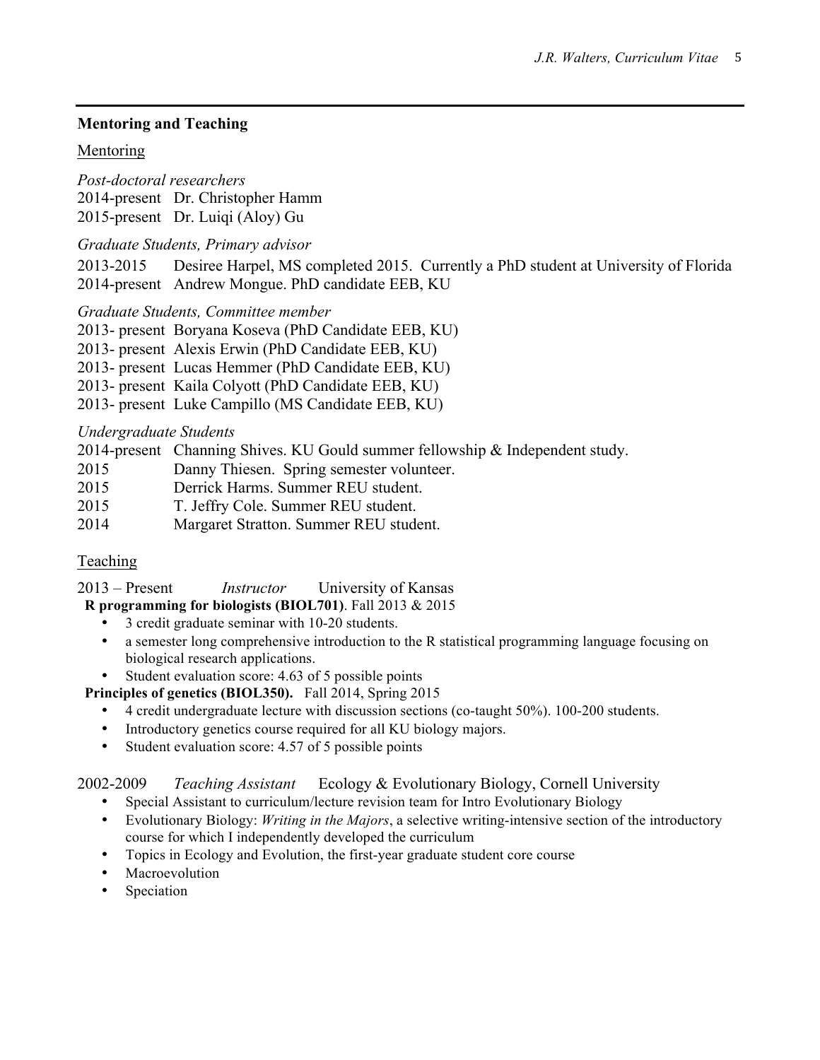## Mentoring and Teaching

### Mentoring

*Post-doctoral researchers*

2014-present Dr. Christopher Hamm
2015-present Dr. Luiqi (Aloy) Gu

*Graduate Students, Primary advisor*

2013-2015 Desiree Harpel, MS completed 2015. Currently a PhD student at University of Florida
2014-present Andrew Mongue. PhD candidate EEB, KU

*Graduate Students, Committee member*

2013- present Boryana Koseva (PhD Candidate EEB, KU)
2013- present Alexis Erwin (PhD Candidate EEB, KU)
2013- present Lucas Hemmer (PhD Candidate EEB, KU)
2013- present Kaila Colyott (PhD Candidate EEB, KU)
2013- present Luke Campillo (MS Candidate EEB, KU)

*Undergraduate Students*

2014-present Channing Shives. KU Gould summer fellowship & Independent study.
2015 Danny Thiesen. Spring semester volunteer.
2015 Derrick Harms. Summer REU student.
2015 T. Jeffry Cole. Summer REU student.
2014 Margaret Stratton. Summer REU student.

### Teaching

2013 – Present *Instructor* University of Kansas

**R programming for biologists (BIOL701)**. Fall 2013 & 2015

- 3 credit graduate seminar with 10-20 students.
- a semester long comprehensive introduction to the R statistical programming language focusing on biological research applications.
- Student evaluation score: 4.63 of 5 possible points

**Principles of genetics (BIOL350).** Fall 2014, Spring 2015

- 4 credit undergraduate lecture with discussion sections (co-taught 50%). 100-200 students.
- Introductory genetics course required for all KU biology majors.
- Student evaluation score: 4.57 of 5 possible points

2002-2009 *Teaching Assistant* Ecology & Evolutionary Biology, Cornell University

- Special Assistant to curriculum/lecture revision team for Intro Evolutionary Biology
- Evolutionary Biology: *Writing in the Majors*, a selective writing-intensive section of the introductory course for which I independently developed the curriculum
- Topics in Ecology and Evolution, the first-year graduate student core course
- Macroevolution
- Speciation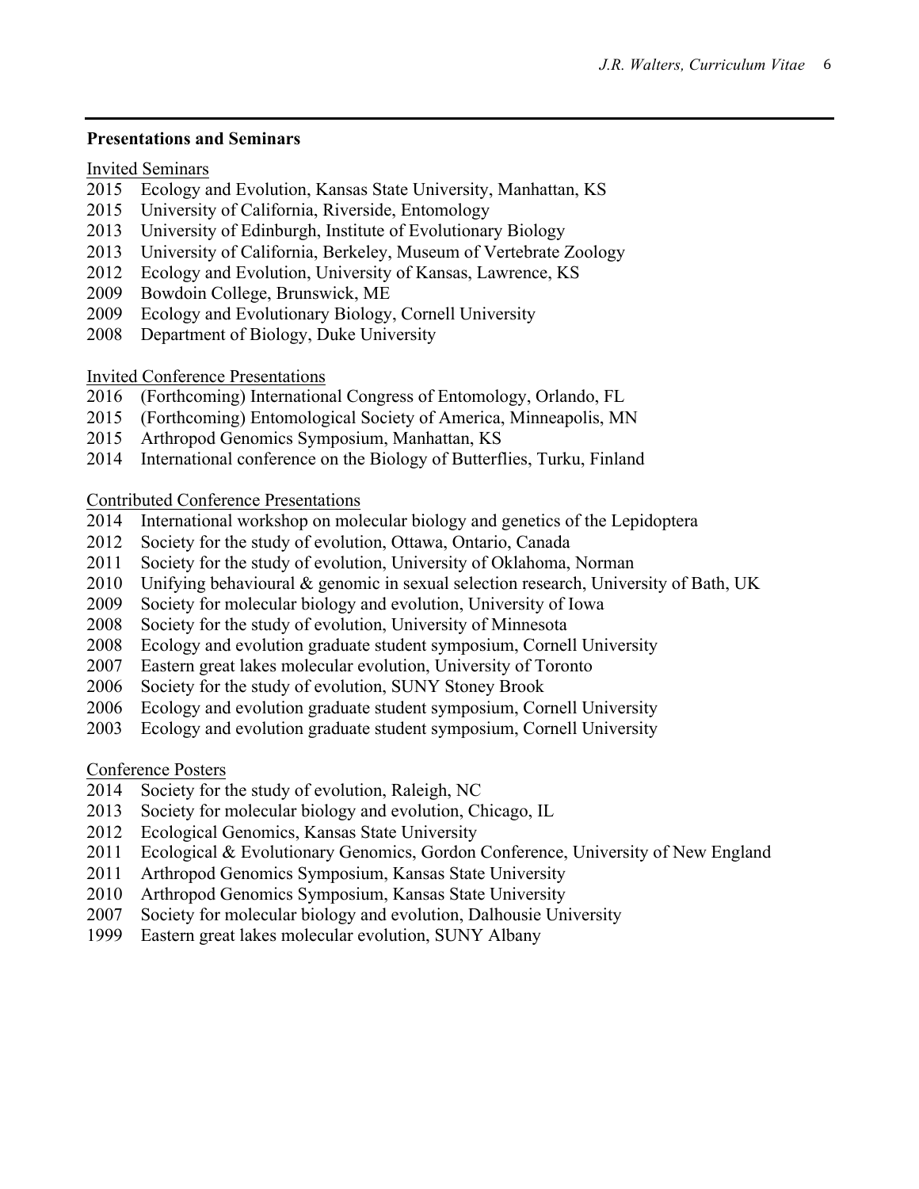## Presentations and Seminars

Invited Seminars

- 2015 Ecology and Evolution, Kansas State University, Manhattan, KS
- 2015 University of California, Riverside, Entomology
- 2013 University of Edinburgh, Institute of Evolutionary Biology
- 2013 University of California, Berkeley, Museum of Vertebrate Zoology
- 2012 Ecology and Evolution, University of Kansas, Lawrence, KS
- 2009 Bowdoin College, Brunswick, ME
- 2009 Ecology and Evolutionary Biology, Cornell University
- 2008 Department of Biology, Duke University

Invited Conference Presentations

- 2016 (Forthcoming) International Congress of Entomology, Orlando, FL
- 2015 (Forthcoming) Entomological Society of America, Minneapolis, MN
- 2015 Arthropod Genomics Symposium, Manhattan, KS
- 2014 International conference on the Biology of Butterflies, Turku, Finland

Contributed Conference Presentations

- 2014 International workshop on molecular biology and genetics of the Lepidoptera
- 2012 Society for the study of evolution, Ottawa, Ontario, Canada
- 2011 Society for the study of evolution, University of Oklahoma, Norman
- 2010 Unifying behavioural & genomic in sexual selection research, University of Bath, UK
- 2009 Society for molecular biology and evolution, University of Iowa
- 2008 Society for the study of evolution, University of Minnesota
- 2008 Ecology and evolution graduate student symposium, Cornell University
- 2007 Eastern great lakes molecular evolution, University of Toronto
- 2006 Society for the study of evolution, SUNY Stoney Brook
- 2006 Ecology and evolution graduate student symposium, Cornell University
- 2003 Ecology and evolution graduate student symposium, Cornell University

Conference Posters

- 2014 Society for the study of evolution, Raleigh, NC
- 2013 Society for molecular biology and evolution, Chicago, IL
- 2012 Ecological Genomics, Kansas State University
- 2011 Ecological & Evolutionary Genomics, Gordon Conference, University of New England
- 2011 Arthropod Genomics Symposium, Kansas State University
- 2010 Arthropod Genomics Symposium, Kansas State University
- 2007 Society for molecular biology and evolution, Dalhousie University
- 1999 Eastern great lakes molecular evolution, SUNY Albany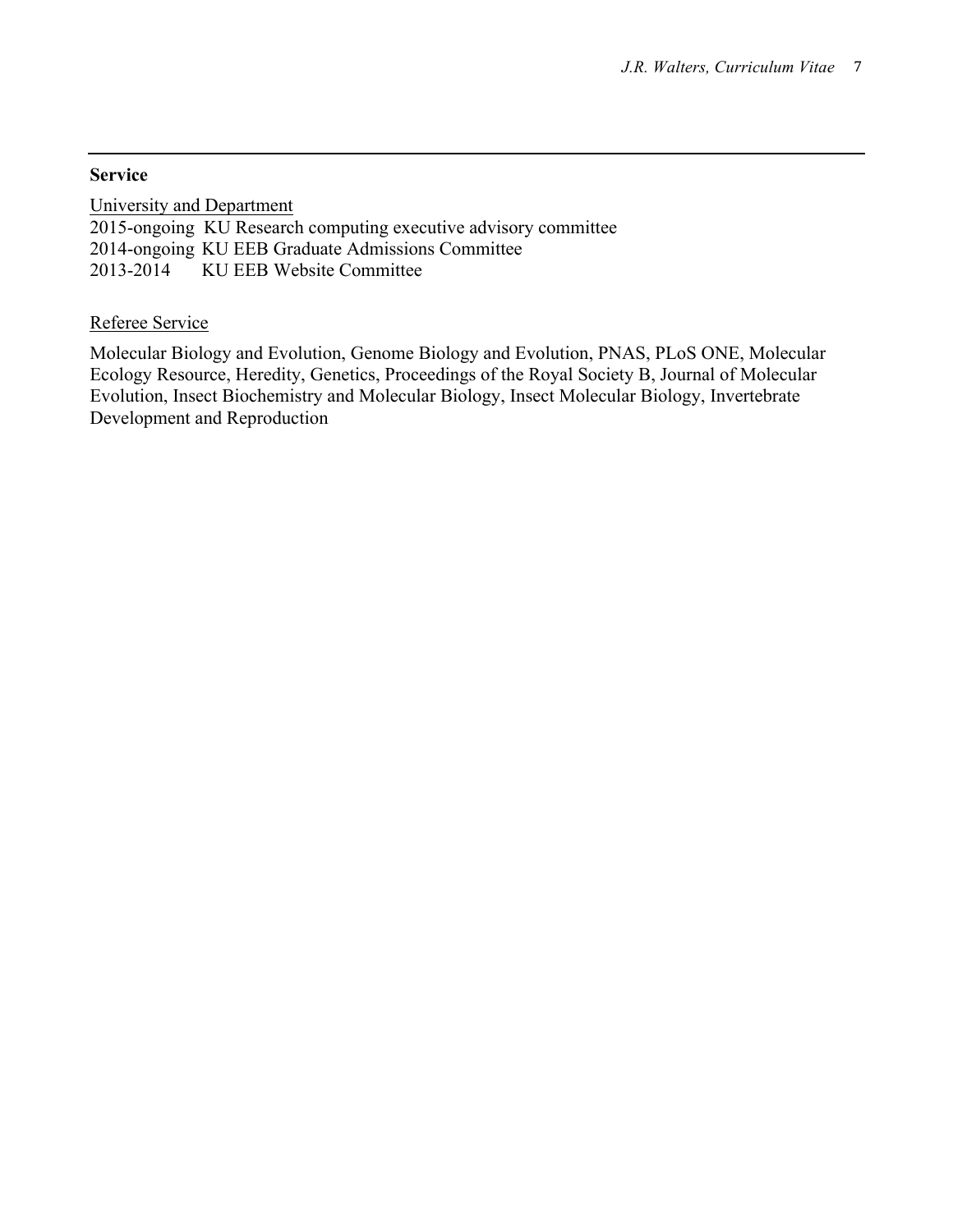## Service

University and Department

2015-ongoing KU Research computing executive advisory committee
2014-ongoing KU EEB Graduate Admissions Committee
2013-2014 KU EEB Website Committee

Referee Service

Molecular Biology and Evolution, Genome Biology and Evolution, PNAS, PLoS ONE, Molecular Ecology Resource, Heredity, Genetics, Proceedings of the Royal Society B, Journal of Molecular Evolution, Insect Biochemistry and Molecular Biology, Insect Molecular Biology, Invertebrate Development and Reproduction